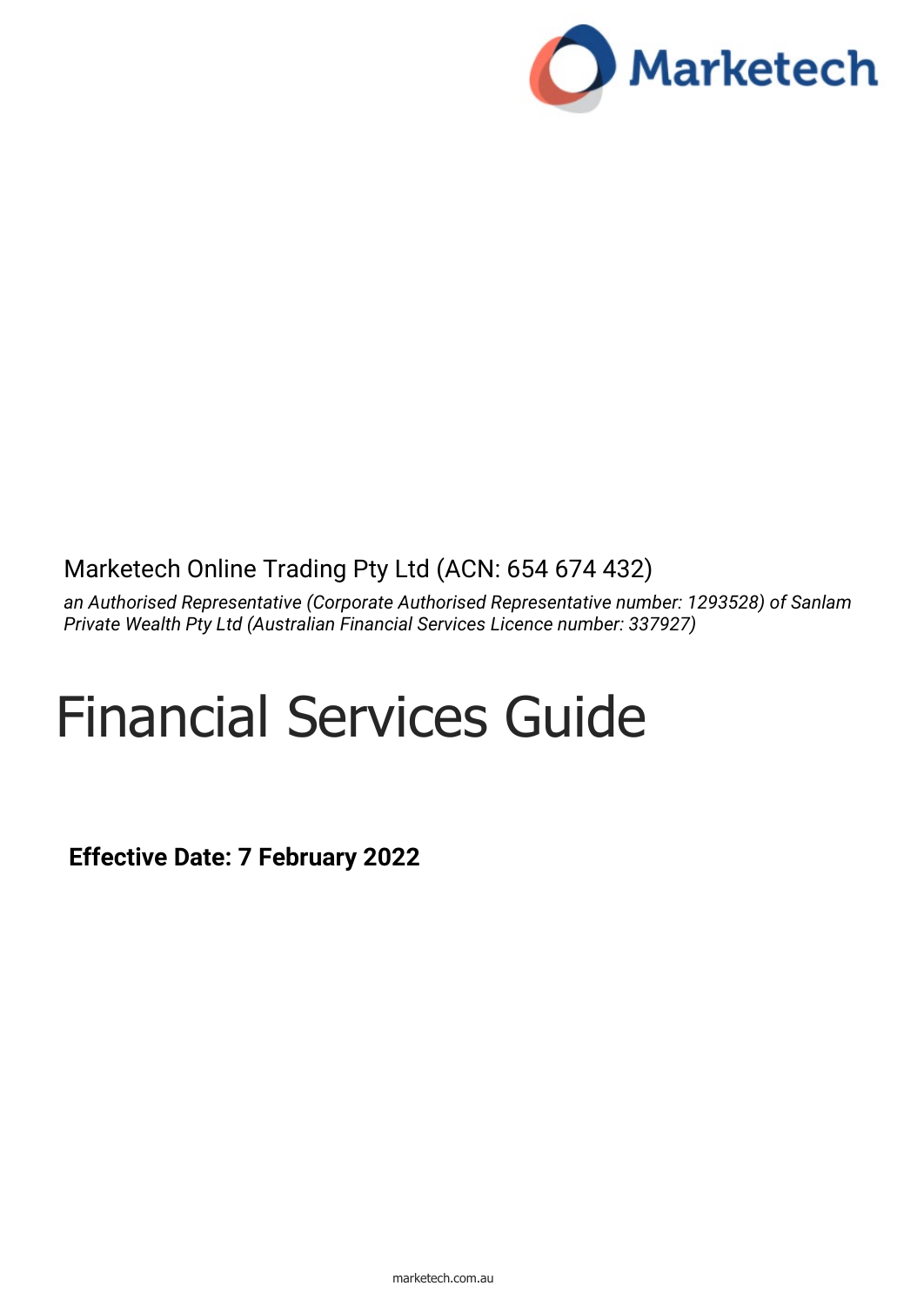Marketech

Marketech Online Trading Pty Ltd (ACN: 654 674 432)

*an Authorised Representative (Corporate Authorised Representative number: 1293528) of Sanlam Private Wealth Pty Ltd (Australian Financial Services Licence number: 337927)*

# Financial Services Guide

**Effective Date: 7 February 2022**

marketech.com.au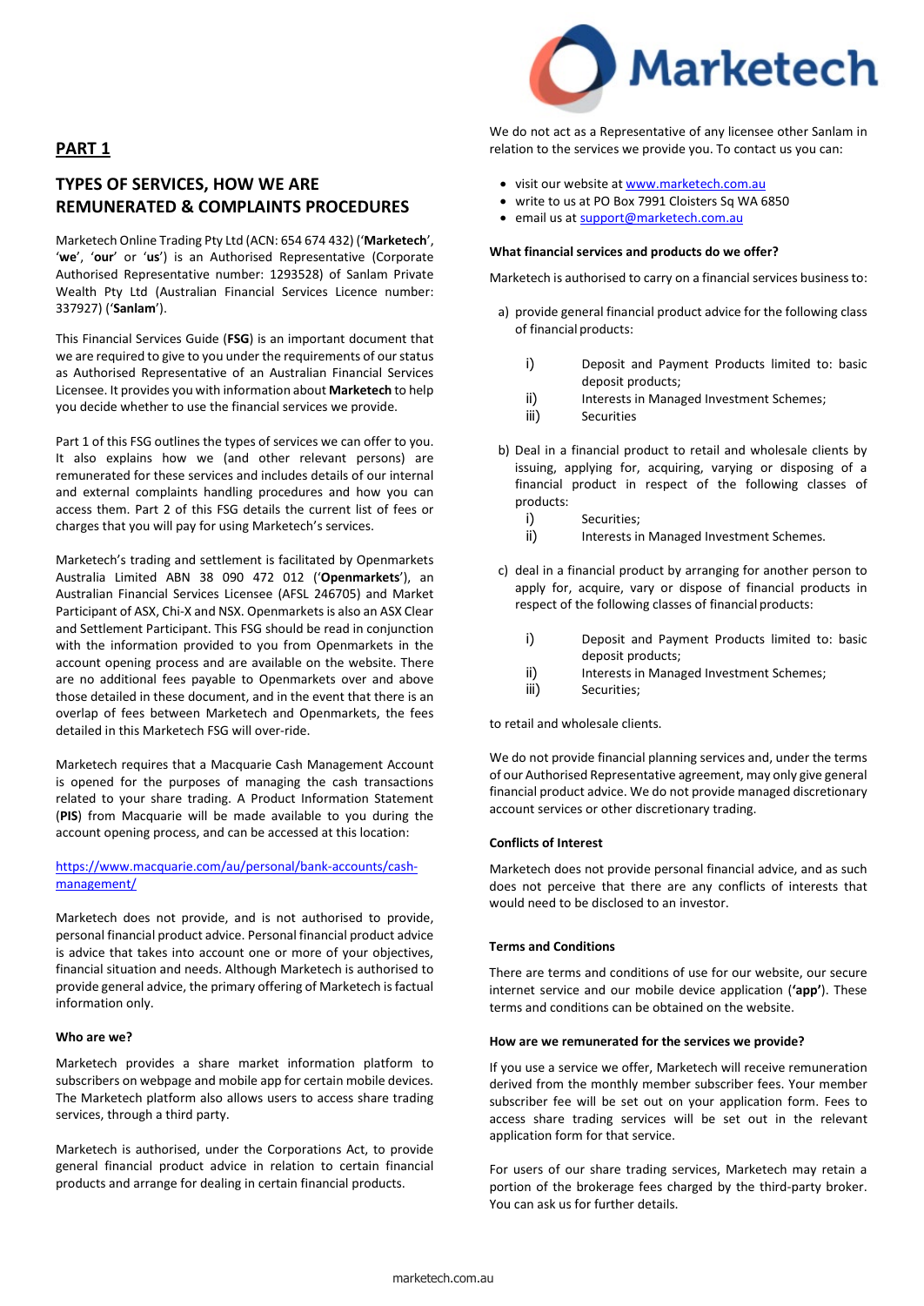## PART 1

## TYPES OF SERVICES, HOW WE ARE REMUNERATED & COMPLAINTS PROCEDURES

Marketech Online Trading Pty Ltd (ACN: 654 674 432) ('**Marketech**', '**we**', '**our**' or '**us**') is an Authorised Representative (Corporate Authorised Representative number: 1293528) of Sanlam Private Wealth Pty Ltd (Australian Financial Services Licence number: 337927) ('**Sanlam**').

This Financial Services Guide (**FSG**) is an important document that we are required to give to you under the requirements of our status as Authorised Representative of an Australian Financial Services Licensee. It provides you with information about **Marketech** to help you decide whether to use the financial services we provide.

Part 1 of this FSG outlines the types of services we can offer to you. It also explains how we (and other relevant persons) are remunerated for these services and includes details of our internal and external complaints handling procedures and how you can access them. Part 2 of this FSG details the current list of fees or charges that you will pay for using Marketech's services.

Marketech's trading and settlement is facilitated by Openmarkets Australia Limited ABN 38 090 472 012 ('**Openmarkets**'), an Australian Financial Services Licensee (AFSL 246705) and Market Participant of ASX, Chi-X and NSX. Openmarkets is also an ASX Clear and Settlement Participant. This FSG should be read in conjunction with the information provided to you from Openmarkets in the account opening process and are available on the website. There are no additional fees payable to Openmarkets over and above those detailed in these document, and in the event that there is an overlap of fees between Marketech and Openmarkets, the fees detailed in this Marketech FSG will over-ride.

Marketech requires that a Macquarie Cash Management Account is opened for the purposes of managing the cash transactions related to your share trading. A Product Information Statement (**PIS**) from Macquarie will be made available to you during the account opening process, and can be accessed at this location:

https://www.macquarie.com/au/personal/bank-accounts/cash-management/

Marketech does not provide, and is not authorised to provide, personal financial product advice. Personal financial product advice is advice that takes into account one or more of your objectives, financial situation and needs. Although Marketech is authorised to provide general advice, the primary offering of Marketech is factual information only.

#### Who are we?

Marketech provides a share market information platform to subscribers on webpage and mobile app for certain mobile devices. The Marketech platform also allows users to access share trading services, through a third party.

Marketech is authorised, under the Corporations Act, to provide general financial product advice in relation to certain financial products and arrange for dealing in certain financial products.

We do not act as a Representative of any licensee other Sanlam in relation to the services we provide you. To contact us you can:

- visit our website at www.marketech.com.au
- write to us at PO Box 7991 Cloisters Sq WA 6850
- email us at support@marketech.com.au

#### What financial services and products do we offer?

Marketech is authorised to carry on a financial services business to:

a) provide general financial product advice for the following class of financial products:
   i) Deposit and Payment Products limited to: basic deposit products;
   ii) Interests in Managed Investment Schemes;
   iii) Securities

b) Deal in a financial product to retail and wholesale clients by issuing, applying for, acquiring, varying or disposing of a financial product in respect of the following classes of products:
   i) Securities;
   ii) Interests in Managed Investment Schemes.

c) deal in a financial product by arranging for another person to apply for, acquire, vary or dispose of financial products in respect of the following classes of financial products:
   i) Deposit and Payment Products limited to: basic deposit products;
   ii) Interests in Managed Investment Schemes;
   iii) Securities;

to retail and wholesale clients.

We do not provide financial planning services and, under the terms of our Authorised Representative agreement, may only give general financial product advice. We do not provide managed discretionary account services or other discretionary trading.

#### Conflicts of Interest

Marketech does not provide personal financial advice, and as such does not perceive that there are any conflicts of interests that would need to be disclosed to an investor.

#### Terms and Conditions

There are terms and conditions of use for our website, our secure internet service and our mobile device application (**'app'**). These terms and conditions can be obtained on the website.

#### How are we remunerated for the services we provide?

If you use a service we offer, Marketech will receive remuneration derived from the monthly member subscriber fees. Your member subscriber fee will be set out on your application form. Fees to access share trading services will be set out in the relevant application form for that service.

For users of our share trading services, Marketech may retain a portion of the brokerage fees charged by the third-party broker. You can ask us for further details.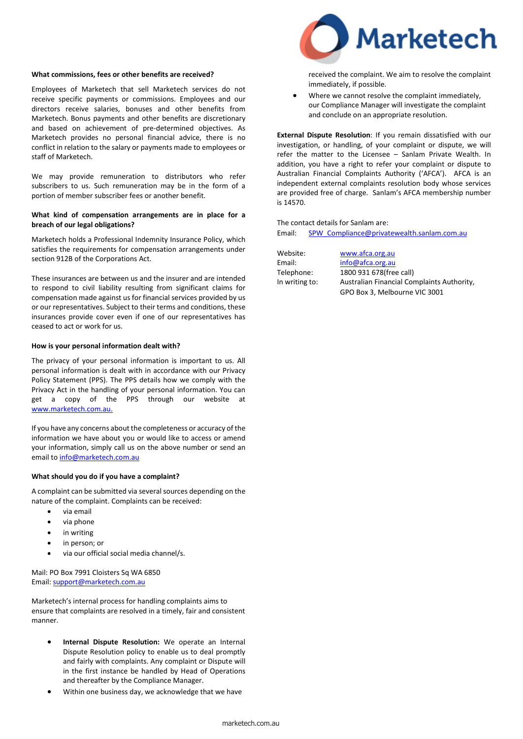**What commissions, fees or other benefits are received?**

Employees of Marketech that sell Marketech services do not receive specific payments or commissions. Employees and our directors receive salaries, bonuses and other benefits from Marketech. Bonus payments and other benefits are discretionary and based on achievement of pre-determined objectives. As Marketech provides no personal financial advice, there is no conflict in relation to the salary or payments made to employees or staff of Marketech.

We may provide remuneration to distributors who refer subscribers to us. Such remuneration may be in the form of a portion of member subscriber fees or another benefit.

**What kind of compensation arrangements are in place for a breach of our legal obligations?**

Marketech holds a Professional Indemnity Insurance Policy, which satisfies the requirements for compensation arrangements under section 912B of the Corporations Act.

These insurances are between us and the insurer and are intended to respond to civil liability resulting from significant claims for compensation made against us for financial services provided by us or our representatives. Subject to their terms and conditions, these insurances provide cover even if one of our representatives has ceased to act or work for us.

**How is your personal information dealt with?**

The privacy of your personal information is important to us. All personal information is dealt with in accordance with our Privacy Policy Statement (PPS). The PPS details how we comply with the Privacy Act in the handling of your personal information. You can get a copy of the PPS through our website at www.marketech.com.au.

If you have any concerns about the completeness or accuracy of the information we have about you or would like to access or amend your information, simply call us on the above number or send an email to info@marketech.com.au

**What should you do if you have a complaint?**

A complaint can be submitted via several sources depending on the nature of the complaint. Complaints can be received:

- via email
- via phone
- in writing
- in person; or
- via our official social media channel/s.

Mail: PO Box 7991 Cloisters Sq WA 6850
Email: support@marketech.com.au

Marketech's internal process for handling complaints aims to ensure that complaints are resolved in a timely, fair and consistent manner.

- **Internal Dispute Resolution:** We operate an Internal Dispute Resolution policy to enable us to deal promptly and fairly with complaints. Any complaint or Dispute will in the first instance be handled by Head of Operations and thereafter by the Compliance Manager.
- Within one business day, we acknowledge that we have received the complaint. We aim to resolve the complaint immediately, if possible.
- Where we cannot resolve the complaint immediately, our Compliance Manager will investigate the complaint and conclude on an appropriate resolution.

**External Dispute Resolution**: If you remain dissatisfied with our investigation, or handling, of your complaint or dispute, we will refer the matter to the Licensee – Sanlam Private Wealth. In addition, you have a right to refer your complaint or dispute to Australian Financial Complaints Authority ('AFCA'). AFCA is an independent external complaints resolution body whose services are provided free of charge. Sanlam's AFCA membership number is 14570.

The contact details for Sanlam are:
Email: SPW_Compliance@privatewealth.sanlam.com.au

| | |
|---|---|
| Website: | www.afca.org.au |
| Email: | info@afca.org.au |
| Telephone: | 1800 931 678(free call) |
| In writing to: | Australian Financial Complaints Authority, GPO Box 3, Melbourne VIC 3001 |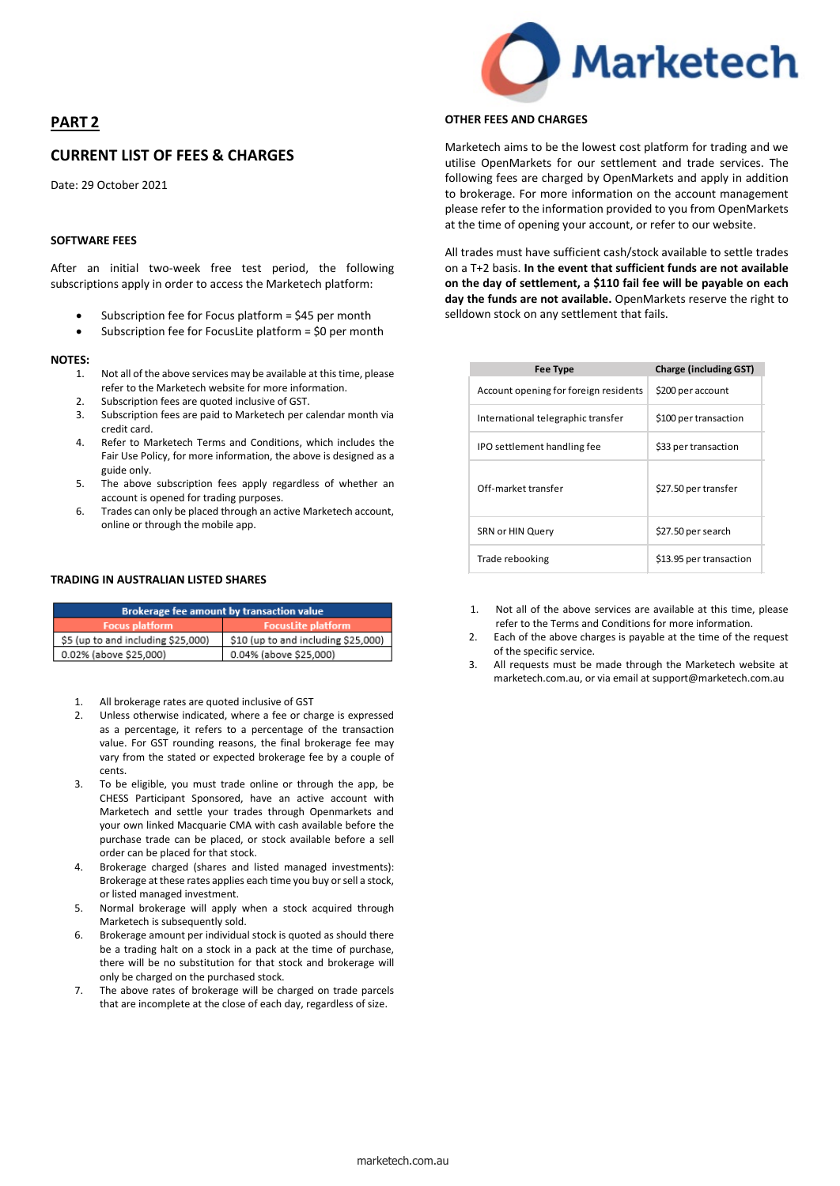## PART 2

## CURRENT LIST OF FEES & CHARGES

Date: 29 October 2021

### SOFTWARE FEES

After an initial two-week free test period, the following subscriptions apply in order to access the Marketech platform:

- Subscription fee for Focus platform = $45 per month
- Subscription fee for FocusLite platform = $0 per month

**NOTES:**

1. Not all of the above services may be available at this time, please refer to the Marketech website for more information.
2. Subscription fees are quoted inclusive of GST.
3. Subscription fees are paid to Marketech per calendar month via credit card.
4. Refer to Marketech Terms and Conditions, which includes the Fair Use Policy, for more information, the above is designed as a guide only.
5. The above subscription fees apply regardless of whether an account is opened for trading purposes.
6. Trades can only be placed through an active Marketech account, online or through the mobile app.

### TRADING IN AUSTRALIAN LISTED SHARES

| Brokerage fee amount by transaction value | |
|---|---|
| Focus platform | FocusLite platform |
| $5 (up to and including $25,000) | $10 (up to and including $25,000) |
| 0.02% (above $25,000) | 0.04% (above $25,000) |

1. All brokerage rates are quoted inclusive of GST
2. Unless otherwise indicated, where a fee or charge is expressed as a percentage, it refers to a percentage of the transaction value. For GST rounding reasons, the final brokerage fee may vary from the stated or expected brokerage fee by a couple of cents.
3. To be eligible, you must trade online or through the app, be CHESS Participant Sponsored, have an active account with Marketech and settle your trades through Openmarkets and your own linked Macquarie CMA with cash available before the purchase trade can be placed, or stock available before a sell order can be placed for that stock.
4. Brokerage charged (shares and listed managed investments): Brokerage at these rates applies each time you buy or sell a stock, or listed managed investment.
5. Normal brokerage will apply when a stock acquired through Marketech is subsequently sold.
6. Brokerage amount per individual stock is quoted as should there be a trading halt on a stock in a pack at the time of purchase, there will be no substitution for that stock and brokerage will only be charged on the purchased stock.
7. The above rates of brokerage will be charged on trade parcels that are incomplete at the close of each day, regardless of size.

### OTHER FEES AND CHARGES

Marketech aims to be the lowest cost platform for trading and we utilise OpenMarkets for our settlement and trade services. The following fees are charged by OpenMarkets and apply in addition to brokerage. For more information on the account management please refer to the information provided to you from OpenMarkets at the time of opening your account, or refer to our website.

All trades must have sufficient cash/stock available to settle trades on a T+2 basis. **In the event that sufficient funds are not available on the day of settlement, a $110 fail fee will be payable on each day the funds are not available.** OpenMarkets reserve the right to selldown stock on any settlement that fails.

| Fee Type | Charge (including GST) |
|---|---|
| Account opening for foreign residents | $200 per account |
| International telegraphic transfer | $100 per transaction |
| IPO settlement handling fee | $33 per transaction |
| Off-market transfer | $27.50 per transfer |
| SRN or HIN Query | $27.50 per search |
| Trade rebooking | $13.95 per transaction |

1. Not all of the above services are available at this time, please refer to the Terms and Conditions for more information.
2. Each of the above charges is payable at the time of the request of the specific service.
3. All requests must be made through the Marketech website at marketech.com.au, or via email at support@marketech.com.au